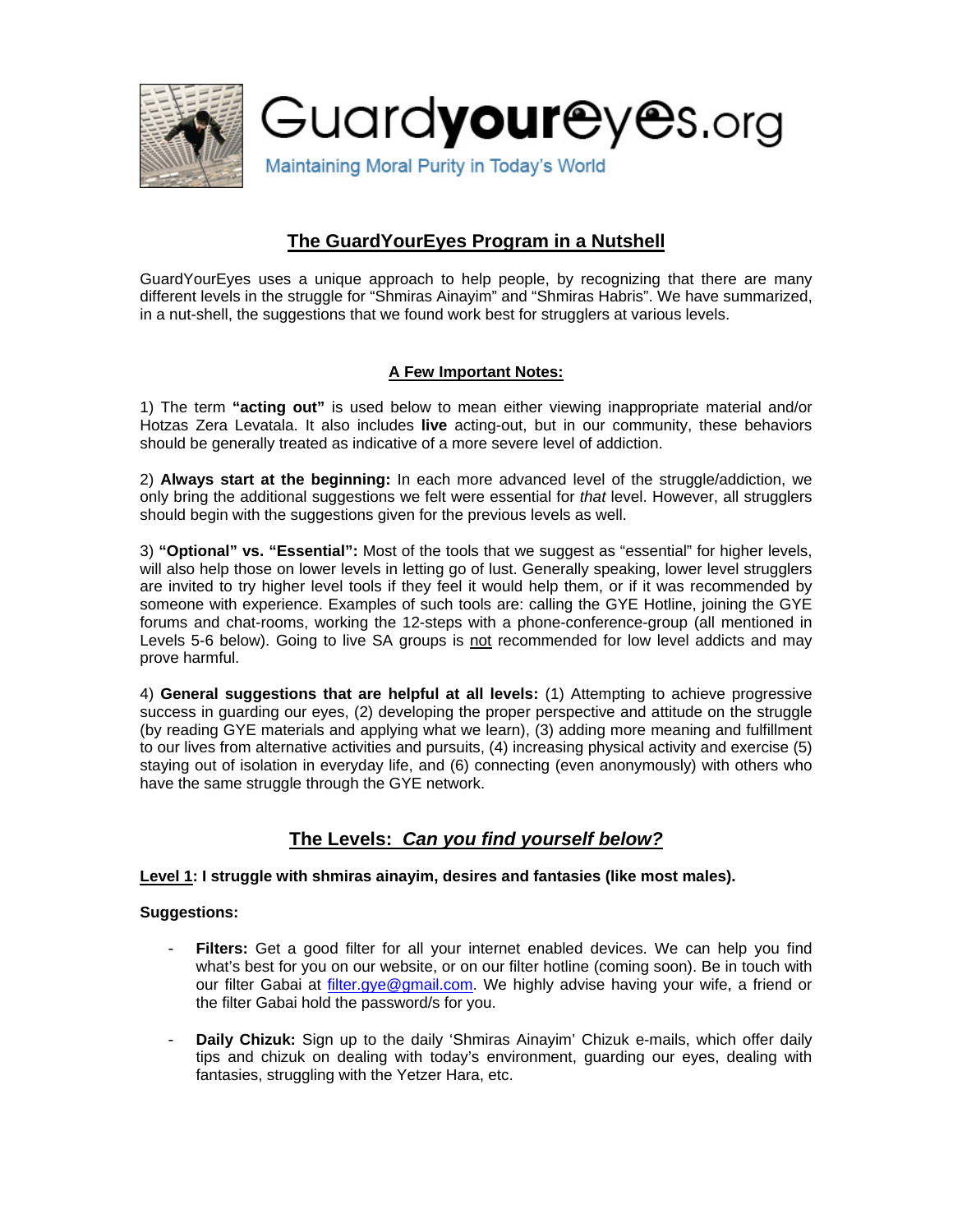# Guardyoureyes.org

Maintaining Moral Purity in Today's World

## The GuardYourEyes Program in a Nutshell

GuardYourEyes uses a unique approach to help people, by recognizing that there are many different levels in the struggle for "Shmiras Ainayim" and "Shmiras Habris". We have summarized, in a nut-shell, the suggestions that we found work best for strugglers at various levels.

### A Few Important Notes:

1) The term **"acting out"** is used below to mean either viewing inappropriate material and/or Hotzas Zera Levatala. It also includes **live** acting-out, but in our community, these behaviors should be generally treated as indicative of a more severe level of addiction.

2) **Always start at the beginning:** In each more advanced level of the struggle/addiction, we only bring the additional suggestions we felt were essential for *that* level. However, all strugglers should begin with the suggestions given for the previous levels as well.

3) **"Optional" vs. "Essential":** Most of the tools that we suggest as "essential" for higher levels, will also help those on lower levels in letting go of lust. Generally speaking, lower level strugglers are invited to try higher level tools if they feel it would help them, or if it was recommended by someone with experience. Examples of such tools are: calling the GYE Hotline, joining the GYE forums and chat-rooms, working the 12-steps with a phone-conference-group (all mentioned in Levels 5-6 below). Going to live SA groups is not recommended for low level addicts and may prove harmful.

4) **General suggestions that are helpful at all levels:** (1) Attempting to achieve progressive success in guarding our eyes, (2) developing the proper perspective and attitude on the struggle (by reading GYE materials and applying what we learn), (3) adding more meaning and fulfillment to our lives from alternative activities and pursuits, (4) increasing physical activity and exercise (5) staying out of isolation in everyday life, and (6) connecting (even anonymously) with others who have the same struggle through the GYE network.

## The Levels: *Can you find yourself below?*

**Level 1: I struggle with shmiras ainayim, desires and fantasies (like most males).**

**Suggestions:**

- **Filters:** Get a good filter for all your internet enabled devices. We can help you find what's best for you on our website, or on our filter hotline (coming soon). Be in touch with our filter Gabai at filter.gye@gmail.com. We highly advise having your wife, a friend or the filter Gabai hold the password/s for you.

- **Daily Chizuk:** Sign up to the daily 'Shmiras Ainayim' Chizuk e-mails, which offer daily tips and chizuk on dealing with today's environment, guarding our eyes, dealing with fantasies, struggling with the Yetzer Hara, etc.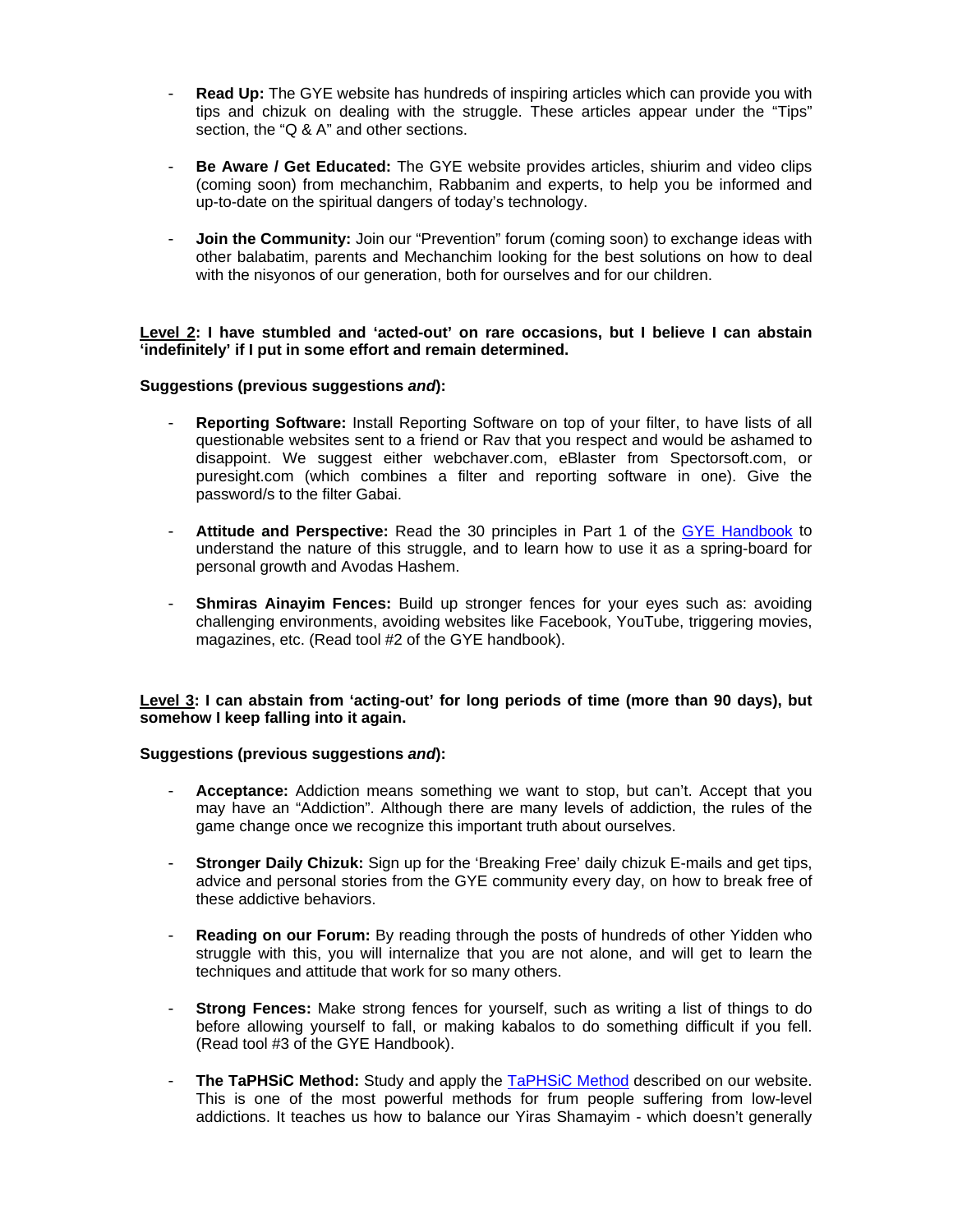- **Read Up:** The GYE website has hundreds of inspiring articles which can provide you with tips and chizuk on dealing with the struggle. These articles appear under the "Tips" section, the "Q & A" and other sections.

- **Be Aware / Get Educated:** The GYE website provides articles, shiurim and video clips (coming soon) from mechanchim, Rabbanim and experts, to help you be informed and up-to-date on the spiritual dangers of today's technology.

- **Join the Community:** Join our "Prevention" forum (coming soon) to exchange ideas with other balabatim, parents and Mechanchim looking for the best solutions on how to deal with the nisyonos of our generation, both for ourselves and for our children.

**<u>Level 2</u>: I have stumbled and 'acted-out' on rare occasions, but I believe I can abstain 'indefinitely' if I put in some effort and remain determined.**

**Suggestions (previous suggestions *and*):**

- **Reporting Software:** Install Reporting Software on top of your filter, to have lists of all questionable websites sent to a friend or Rav that you respect and would be ashamed to disappoint. We suggest either webchaver.com, eBlaster from Spectorsoft.com, or puresight.com (which combines a filter and reporting software in one). Give the password/s to the filter Gabai.

- **Attitude and Perspective:** Read the 30 principles in Part 1 of the GYE Handbook to understand the nature of this struggle, and to learn how to use it as a spring-board for personal growth and Avodas Hashem.

- **Shmiras Ainayim Fences:** Build up stronger fences for your eyes such as: avoiding challenging environments, avoiding websites like Facebook, YouTube, triggering movies, magazines, etc. (Read tool #2 of the GYE handbook).

**<u>Level 3</u>: I can abstain from 'acting-out' for long periods of time (more than 90 days), but somehow I keep falling into it again.**

**Suggestions (previous suggestions *and*):**

- **Acceptance:** Addiction means something we want to stop, but can't. Accept that you may have an "Addiction". Although there are many levels of addiction, the rules of the game change once we recognize this important truth about ourselves.

- **Stronger Daily Chizuk:** Sign up for the 'Breaking Free' daily chizuk E-mails and get tips, advice and personal stories from the GYE community every day, on how to break free of these addictive behaviors.

- **Reading on our Forum:** By reading through the posts of hundreds of other Yidden who struggle with this, you will internalize that you are not alone, and will get to learn the techniques and attitude that work for so many others.

- **Strong Fences:** Make strong fences for yourself, such as writing a list of things to do before allowing yourself to fall, or making kabalos to do something difficult if you fell. (Read tool #3 of the GYE Handbook).

- **The TaPHSiC Method:** Study and apply the TaPHSiC Method described on our website. This is one of the most powerful methods for frum people suffering from low-level addictions. It teaches us how to balance our Yiras Shamayim - which doesn't generally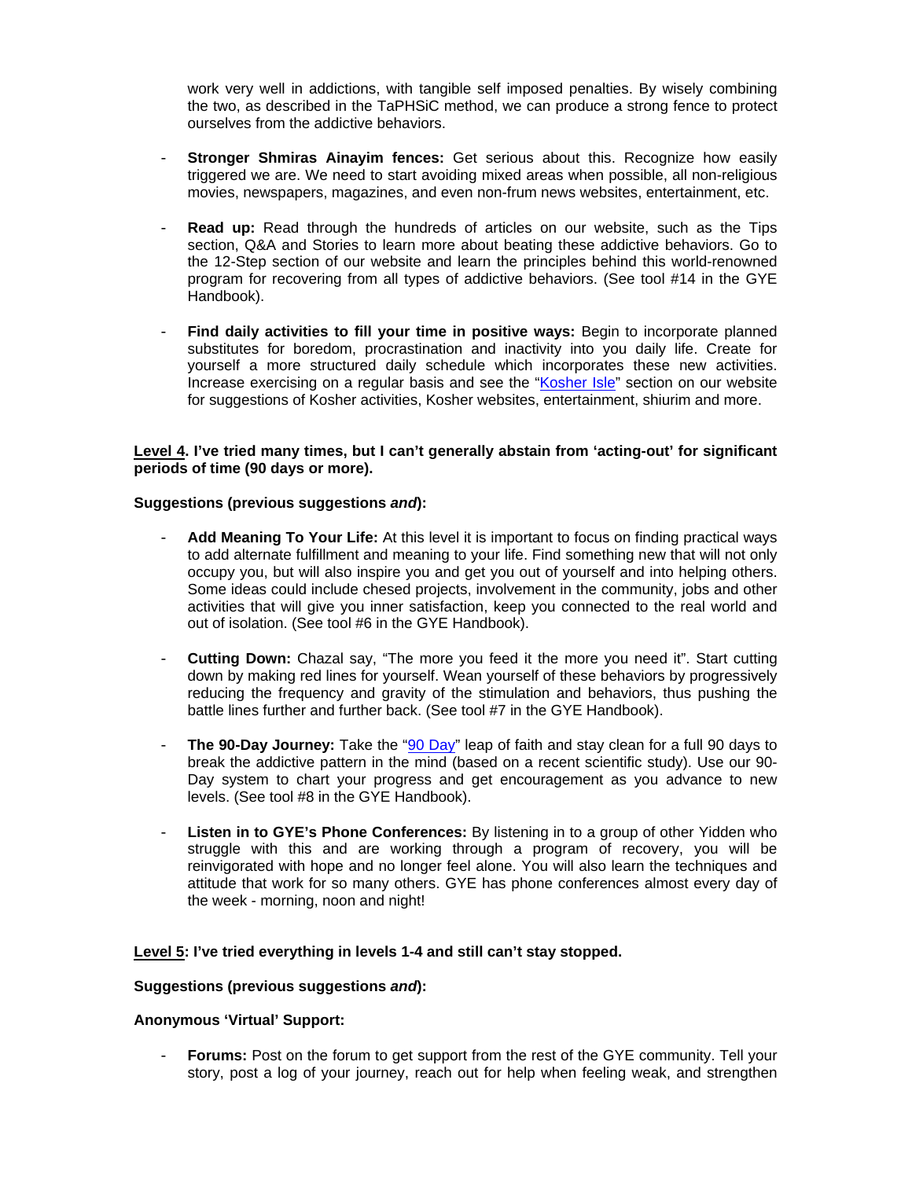work very well in addictions, with tangible self imposed penalties. By wisely combining the two, as described in the TaPHSiC method, we can produce a strong fence to protect ourselves from the addictive behaviors.

- **Stronger Shmiras Ainayim fences:** Get serious about this. Recognize how easily triggered we are. We need to start avoiding mixed areas when possible, all non-religious movies, newspapers, magazines, and even non-frum news websites, entertainment, etc.

- **Read up:** Read through the hundreds of articles on our website, such as the Tips section, Q&A and Stories to learn more about beating these addictive behaviors. Go to the 12-Step section of our website and learn the principles behind this world-renowned program for recovering from all types of addictive behaviors. (See tool #14 in the GYE Handbook).

- **Find daily activities to fill your time in positive ways:** Begin to incorporate planned substitutes for boredom, procrastination and inactivity into you daily life. Create for yourself a more structured daily schedule which incorporates these new activities. Increase exercising on a regular basis and see the "Kosher Isle" section on our website for suggestions of Kosher activities, Kosher websites, entertainment, shiurim and more.

**<u>Level 4</u>. I've tried many times, but I can't generally abstain from 'acting-out' for significant periods of time (90 days or more).**

**Suggestions (previous suggestions *and*):**

- **Add Meaning To Your Life:** At this level it is important to focus on finding practical ways to add alternate fulfillment and meaning to your life. Find something new that will not only occupy you, but will also inspire you and get you out of yourself and into helping others. Some ideas could include chesed projects, involvement in the community, jobs and other activities that will give you inner satisfaction, keep you connected to the real world and out of isolation. (See tool #6 in the GYE Handbook).

- **Cutting Down:** Chazal say, "The more you feed it the more you need it". Start cutting down by making red lines for yourself. Wean yourself of these behaviors by progressively reducing the frequency and gravity of the stimulation and behaviors, thus pushing the battle lines further and further back. (See tool #7 in the GYE Handbook).

- **The 90-Day Journey:** Take the "90 Day" leap of faith and stay clean for a full 90 days to break the addictive pattern in the mind (based on a recent scientific study). Use our 90-Day system to chart your progress and get encouragement as you advance to new levels. (See tool #8 in the GYE Handbook).

- **Listen in to GYE's Phone Conferences:** By listening in to a group of other Yidden who struggle with this and are working through a program of recovery, you will be reinvigorated with hope and no longer feel alone. You will also learn the techniques and attitude that work for so many others. GYE has phone conferences almost every day of the week - morning, noon and night!

**<u>Level 5</u>: I've tried everything in levels 1-4 and still can't stay stopped.**

**Suggestions (previous suggestions *and*):**

**Anonymous 'Virtual' Support:**

- **Forums:** Post on the forum to get support from the rest of the GYE community. Tell your story, post a log of your journey, reach out for help when feeling weak, and strengthen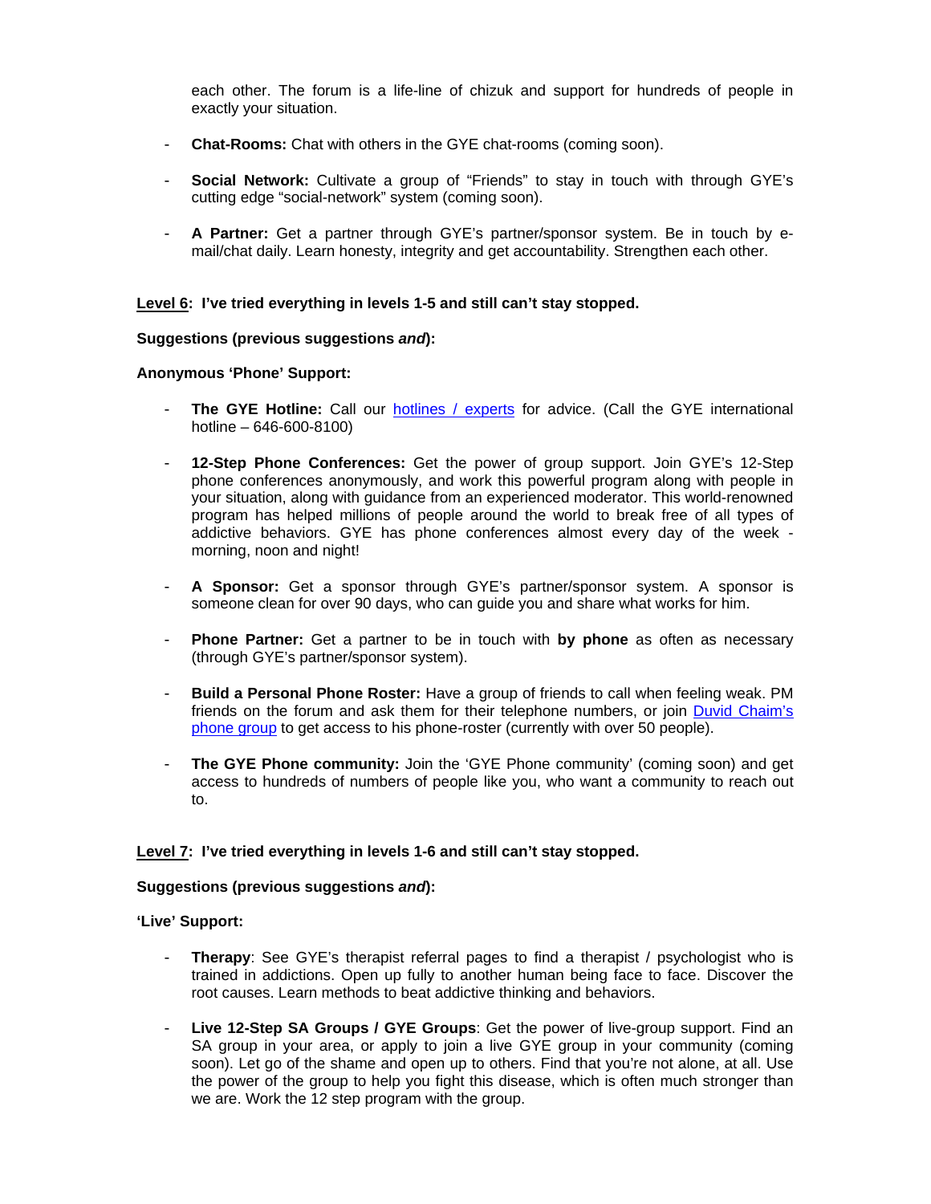each other. The forum is a life-line of chizuk and support for hundreds of people in exactly your situation.

- **Chat-Rooms:** Chat with others in the GYE chat-rooms (coming soon).

- **Social Network:** Cultivate a group of "Friends" to stay in touch with through GYE's cutting edge "social-network" system (coming soon).

- **A Partner:** Get a partner through GYE's partner/sponsor system. Be in touch by e-mail/chat daily. Learn honesty, integrity and get accountability. Strengthen each other.

**<u>Level 6</u>: I've tried everything in levels 1-5 and still can't stay stopped.**

**Suggestions (previous suggestions *and*):**

**Anonymous 'Phone' Support:**

- **The GYE Hotline:** Call our [hotlines / experts]() for advice. (Call the GYE international hotline – 646-600-8100)

- **12-Step Phone Conferences:** Get the power of group support. Join GYE's 12-Step phone conferences anonymously, and work this powerful program along with people in your situation, along with guidance from an experienced moderator. This world-renowned program has helped millions of people around the world to break free of all types of addictive behaviors. GYE has phone conferences almost every day of the week - morning, noon and night!

- **A Sponsor:** Get a sponsor through GYE's partner/sponsor system. A sponsor is someone clean for over 90 days, who can guide you and share what works for him.

- **Phone Partner:** Get a partner to be in touch with **by phone** as often as necessary (through GYE's partner/sponsor system).

- **Build a Personal Phone Roster:** Have a group of friends to call when feeling weak. PM friends on the forum and ask them for their telephone numbers, or join [Duvid Chaim's phone group]() to get access to his phone-roster (currently with over 50 people).

- **The GYE Phone community:** Join the 'GYE Phone community' (coming soon) and get access to hundreds of numbers of people like you, who want a community to reach out to.

**<u>Level 7</u>: I've tried everything in levels 1-6 and still can't stay stopped.**

**Suggestions (previous suggestions *and*):**

**'Live' Support:**

- **Therapy**: See GYE's therapist referral pages to find a therapist / psychologist who is trained in addictions. Open up fully to another human being face to face. Discover the root causes. Learn methods to beat addictive thinking and behaviors.

- **Live 12-Step SA Groups / GYE Groups**: Get the power of live-group support. Find an SA group in your area, or apply to join a live GYE group in your community (coming soon). Let go of the shame and open up to others. Find that you're not alone, at all. Use the power of the group to help you fight this disease, which is often much stronger than we are. Work the 12 step program with the group.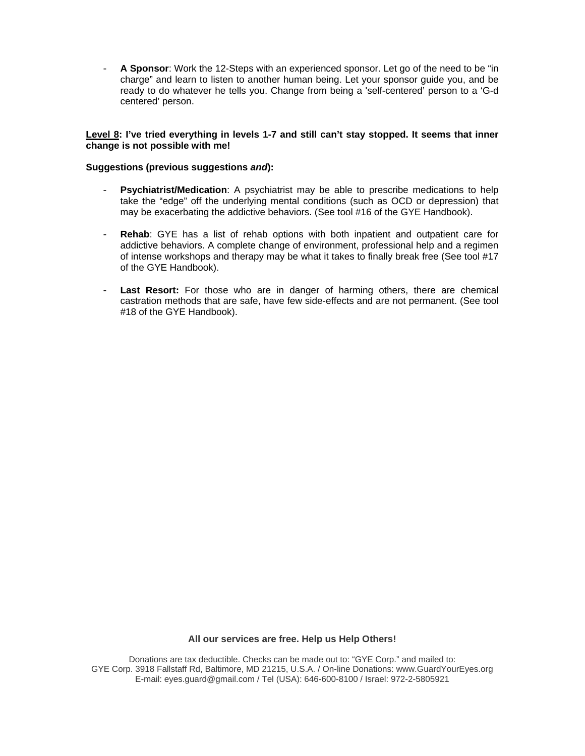- **A Sponsor**: Work the 12-Steps with an experienced sponsor. Let go of the need to be "in charge" and learn to listen to another human being. Let your sponsor guide you, and be ready to do whatever he tells you. Change from being a 'self-centered' person to a 'G-d centered' person.

**<u>Level 8</u>: I've tried everything in levels 1-7 and still can't stay stopped. It seems that inner change is not possible with me!**

**Suggestions (previous suggestions *and*):**

- **Psychiatrist/Medication**: A psychiatrist may be able to prescribe medications to help take the "edge" off the underlying mental conditions (such as OCD or depression) that may be exacerbating the addictive behaviors. (See tool #16 of the GYE Handbook).

- **Rehab**: GYE has a list of rehab options with both inpatient and outpatient care for addictive behaviors. A complete change of environment, professional help and a regimen of intense workshops and therapy may be what it takes to finally break free (See tool #17 of the GYE Handbook).

- **Last Resort:** For those who are in danger of harming others, there are chemical castration methods that are safe, have few side-effects and are not permanent. (See tool #18 of the GYE Handbook).

**All our services are free. Help us Help Others!**

Donations are tax deductible. Checks can be made out to: "GYE Corp." and mailed to:
GYE Corp. 3918 Fallstaff Rd, Baltimore, MD 21215, U.S.A. / On-line Donations: www.GuardYourEyes.org
E-mail: eyes.guard@gmail.com / Tel (USA): 646-600-8100 / Israel: 972-2-5805921